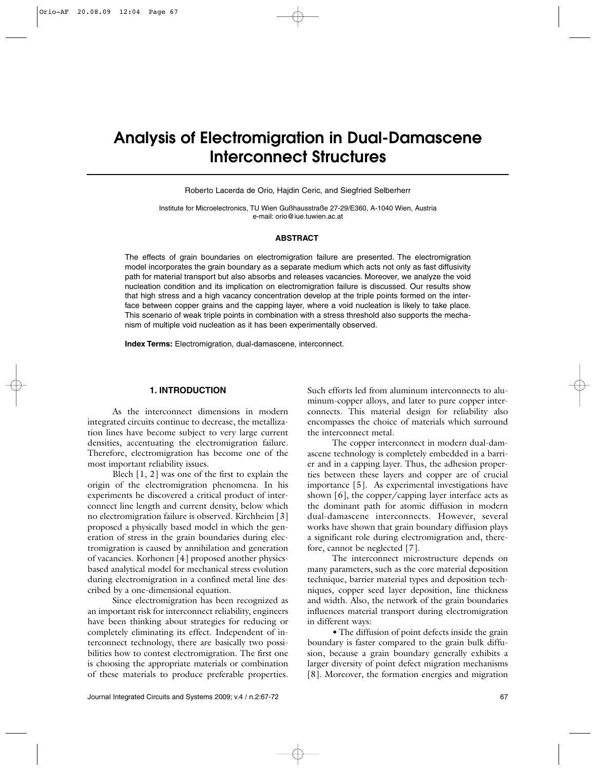# Analysis of Electromigration in Dual-Damascene Interconnect Structures

Roberto Lacerda de Orio, Hajdin Ceric, and Siegfried Selberherr

Institute for Microelectronics, TU Wien Gußhausstraße 27-29/E360, A-1040 Wien, Austria
e-mail: orio@iue.tuwien.ac.at

### ABSTRACT

The effects of grain boundaries on electromigration failure are presented. The electromigration model incorporates the grain boundary as a separate medium which acts not only as fast diffusivity path for material transport but also absorbs and releases vacancies. Moreover, we analyze the void nucleation condition and its implication on electromigration failure is discussed. Our results show that high stress and a high vacancy concentration develop at the triple points formed on the interface between copper grains and the capping layer, where a void nucleation is likely to take place. This scenario of weak triple points in combination with a stress threshold also supports the mechanism of multiple void nucleation as it has been experimentally observed.

**Index Terms:** Electromigration, dual-damascene, interconnect.

## 1. INTRODUCTION

As the interconnect dimensions in modern integrated circuits continue to decrease, the metallization lines have become subject to very large current densities, accentuating the electromigration failure. Therefore, electromigration has become one of the most important reliability issues.

Blech [1, 2] was one of the first to explain the origin of the electromigration phenomena. In his experiments he discovered a critical product of interconnect line length and current density, below which no electromigration failure is observed. Kirchheim [3] proposed a physically based model in which the generation of stress in the grain boundaries during electromigration is caused by annihilation and generation of vacancies. Korhonen [4] proposed another physics-based analytical model for mechanical stress evolution during electromigration in a confined metal line described by a one-dimensional equation.

Since electromigration has been recognized as an important risk for interconnect reliability, engineers have been thinking about strategies for reducing or completely eliminating its effect. Independent of interconnect technology, there are basically two possibilities how to contest electromigration. The first one is choosing the appropriate materials or combination of these materials to produce preferable properties. Such efforts led from aluminum interconnects to aluminum-copper alloys, and later to pure copper interconnects. This material design for reliability also encompasses the choice of materials which surround the interconnect metal.

The copper interconnect in modern dual-damascene technology is completely embedded in a barrier and in a capping layer. Thus, the adhesion properties between these layers and copper are of crucial importance [5]. As experimental investigations have shown [6], the copper/capping layer interface acts as the dominant path for atomic diffusion in modern dual-damascene interconnects. However, several works have shown that grain boundary diffusion plays a significant role during electromigration and, therefore, cannot be neglected [7].

The interconnect microstructure depends on many parameters, such as the core material deposition technique, barrier material types and deposition techniques, copper seed layer deposition, line thickness and width. Also, the network of the grain boundaries influences material transport during electromigration in different ways:

• The diffusion of point defects inside the grain boundary is faster compared to the grain bulk diffusion, because a grain boundary generally exhibits a larger diversity of point defect migration mechanisms [8]. Moreover, the formation energies and migration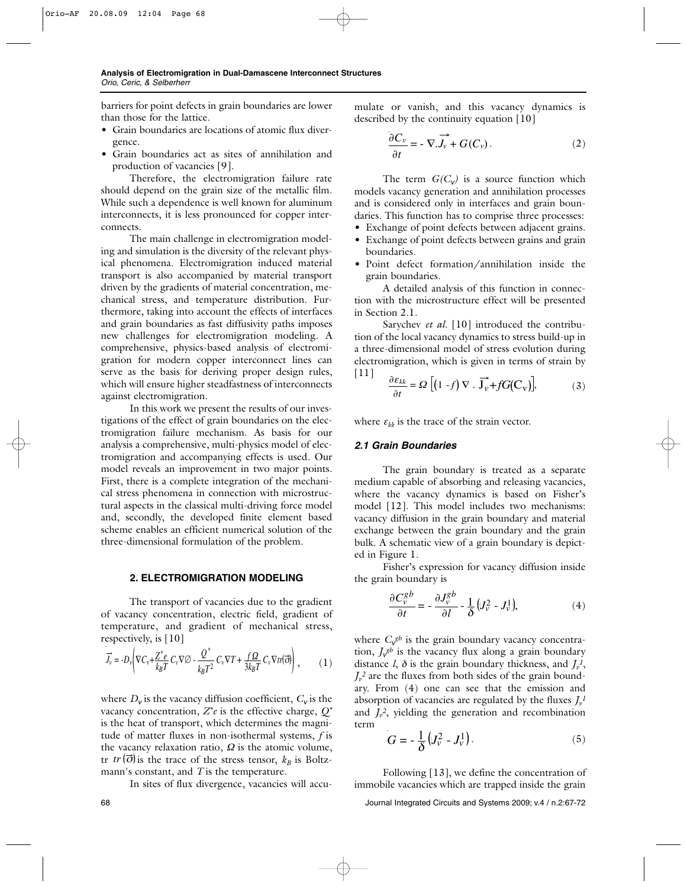barriers for point defects in grain boundaries are lower than those for the lattice.

- Grain boundaries are locations of atomic flux divergence.
- Grain boundaries act as sites of annihilation and production of vacancies [9].

Therefore, the electromigration failure rate should depend on the grain size of the metallic film. While such a dependence is well known for aluminum interconnects, it is less pronounced for copper interconnects.

The main challenge in electromigration modeling and simulation is the diversity of the relevant physical phenomena. Electromigration induced material transport is also accompanied by material transport driven by the gradients of material concentration, mechanical stress, and temperature distribution. Furthermore, taking into account the effects of interfaces and grain boundaries as fast diffusivity paths imposes new challenges for electromigration modeling. A comprehensive, physics-based analysis of electromigration for modern copper interconnect lines can serve as the basis for deriving proper design rules, which will ensure higher steadfastness of interconnects against electromigration.

In this work we present the results of our investigations of the effect of grain boundaries on the electromigration failure mechanism. As basis for our analysis a comprehensive, multi-physics model of electromigration and accompanying effects is used. Our model reveals an improvement in two major points. First, there is a complete integration of the mechanical stress phenomena in connection with microstructural aspects in the classical multi-driving force model and, secondly, the developed finite element based scheme enables an efficient numerical solution of the three-dimensional formulation of the problem.

## 2. ELECTROMIGRATION MODELING

The transport of vacancies due to the gradient of vacancy concentration, electric field, gradient of temperature, and gradient of mechanical stress, respectively, is [10]

$$\vec{J_v} = -D_v\left(\nabla C_v + \frac{Z^* e}{k_B T} C_v \nabla \varnothing - \frac{Q^*}{k_B T^2} C_v \nabla T + \frac{f\Omega}{3 k_B T} C_v \nabla tr(\vec{\sigma})\right), \qquad (1)$$

where $D_v$ is the vacancy diffusion coefficient, $C_v$ is the vacancy concentration, $Z^*e$ is the effective charge, $Q^*$ is the heat of transport, which determines the magnitude of matter fluxes in non-isothermal systems, $f$ is the vacancy relaxation ratio, $\Omega$ is the atomic volume, tr $tr(\vec{\sigma})$ is the trace of the stress tensor, $k_B$ is Boltzmann's constant, and $T$ is the temperature.

In sites of flux divergence, vacancies will accumulate or vanish, and this vacancy dynamics is described by the continuity equation [10]

$$\frac{\partial C_v}{\partial t} = -\nabla . \vec{J_v} + G(C_v). \qquad (2)$$

The term $G(C_v)$ is a source function which models vacancy generation and annihilation processes and is considered only in interfaces and grain boundaries. This function has to comprise three processes:

- Exchange of point defects between adjacent grains.
- Exchange of point defects between grains and grain boundaries.
- Point defect formation/annihilation inside the grain boundaries.

A detailed analysis of this function in connection with the microstructure effect will be presented in Section 2.1.

Sarychev *et al.* [10] introduced the contribution of the local vacancy dynamics to stress build-up in a three-dimensional model of stress evolution during electromigration, which is given in terms of strain by [11]

$$\frac{\partial \varepsilon_{kk}}{\partial t} = \Omega\left[(1-f)\nabla . \vec{J_v} + fG(C_v)\right], \qquad (3)$$

where $\varepsilon_{kk}$ is the trace of the strain vector.

### 2.1 Grain Boundaries

The grain boundary is treated as a separate medium capable of absorbing and releasing vacancies, where the vacancy dynamics is based on Fisher's model [12]. This model includes two mechanisms: vacancy diffusion in the grain boundary and material exchange between the grain boundary and the grain bulk. A schematic view of a grain boundary is depicted in Figure 1.

Fisher's expression for vacancy diffusion inside the grain boundary is

$$\frac{\partial C_v^{gb}}{\partial t} = -\frac{\partial J_v^{gb}}{\partial l} - \frac{1}{\delta}\left(J_v^2 - J_v^1\right), \qquad (4)$$

where $C_v^{gb}$ is the grain boundary vacancy concentration, $J_v^{gb}$ is the vacancy flux along a grain boundary distance $l$, $\delta$ is the grain boundary thickness, and $J_v^1$, $J_v^2$ are the fluxes from both sides of the grain boundary. From (4) one can see that the emission and absorption of vacancies are regulated by the fluxes $J_v^1$ and $J_v^2$, yielding the generation and recombination term

$$G = -\frac{1}{\delta}\left(J_v^2 - J_v^1\right). \qquad (5)$$

Following [13], we define the concentration of immobile vacancies which are trapped inside the grain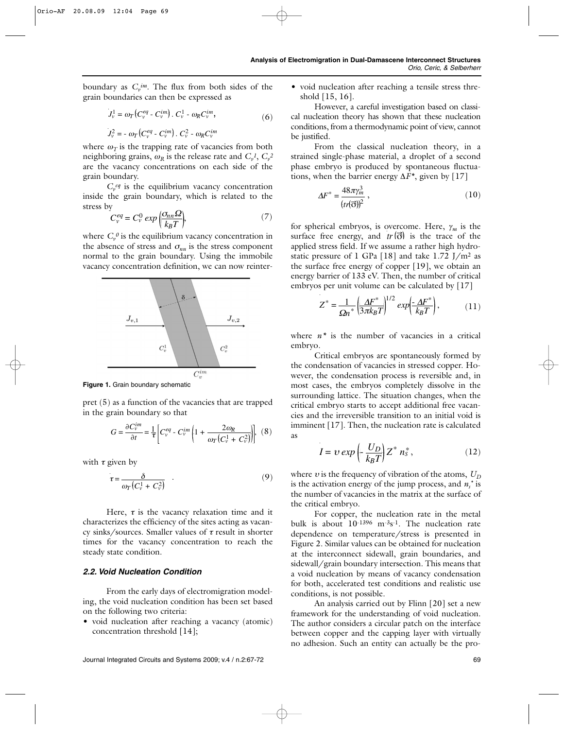boundary as $C_v^{im}$. The flux from both sides of the grain boundaries can then be expressed as

$$J_v^1 = \omega_T\left(C_v^{eq} - C_v^{im}\right) \cdot C_v^1 - \omega_R C_v^{im}, \tag{6}$$

$$J_v^2 = -\omega_T\left(C_v^{eq} - C_v^{im}\right) \cdot C_v^2 - \omega_R C_v^{im}$$

where $\omega_T$ is the trapping rate of vacancies from both neighboring grains, $\omega_R$ is the release rate and $C_v^1$, $C_v^2$ are the vacancy concentrations on each side of the grain boundary.

$C_v^{eq}$ is the equilibrium vacancy concentration inside the grain boundary, which is related to the stress by

$$C_v^{eq} = C_v^0 \exp\left(\frac{\sigma_{nn}\Omega}{k_B T}\right), \tag{7}$$

where $C_v^0$ is the equilibrium vacancy concentration in the absence of stress and $\sigma_{nn}$ is the stress component normal to the grain boundary. Using the immobile vacancy concentration definition, we can now reinterpret (5) as a function of the vacancies that are trapped in the grain boundary so that

**Figure 1.** Grain boundary schematic

$$G = \frac{\partial C_v^{im}}{\partial t} = \frac{1}{\tau}\left[C_v^{eq} - C_v^{im}\left(1 + \frac{2\omega_R}{\omega_T\left(C_v^1 + C_v^2\right)}\right)\right], \tag{8}$$

with $\tau$ given by

$$\tau = \frac{\delta}{\omega_T\left(C_v^1 + C_v^2\right)} \quad . \tag{9}$$

Here, $\tau$ is the vacancy relaxation time and it characterizes the efficiency of the sites acting as vacancy sinks/sources. Smaller values of $\tau$ result in shorter times for the vacancy concentration to reach the steady state condition.

### *2.2. Void Nucleation Condition*

From the early days of electromigration modeling, the void nucleation condition has been set based on the following two criteria:

- void nucleation after reaching a vacancy (atomic) concentration threshold [14];
- void nucleation after reaching a tensile stress threshold [15, 16].

However, a careful investigation based on classical nucleation theory has shown that these nucleation conditions, from a thermodynamic point of view, cannot be justified.

From the classical nucleation theory, in a strained single-phase material, a droplet of a second phase embryo is produced by spontaneous fluctuations, when the barrier energy $\Delta F^*$, given by [17]

$$\Delta F^* = \frac{48\pi\gamma_m^3}{\left(tr(\vec{\sigma})\right)^2}, \tag{10}$$

for spherical embryos, is overcome. Here, $\gamma_m$ is the surface free energy, and $tr(\vec{\sigma})$ is the trace of the applied stress field. If we assume a rather high hydrostatic pressure of 1 GPa [18] and take 1.72 J/m² as the surface free energy of copper [19], we obtain an energy barrier of 133 eV. Then, the number of critical embryos per unit volume can be calculated by [17]

$$Z^* = \frac{1}{\Omega n^*}\left(\frac{\Delta F^*}{3\pi k_B T}\right)^{1/2} \exp\left(-\frac{\Delta F^*}{k_B T}\right), \tag{11}$$

where $n^*$ is the number of vacancies in a critical embryo.

Critical embryos are spontaneously formed by the condensation of vacancies in stressed copper. However, the condensation process is reversible and, in most cases, the embryos completely dissolve in the surrounding lattice. The situation changes, when the critical embryo starts to accept additional free vacancies and the irreversible transition to an initial void is imminent [17]. Then, the nucleation rate is calculated as

$$I = \upsilon \exp\left(-\frac{U_D}{k_B T}\right) Z^* n_s^*, \tag{12}$$

where $\upsilon$ is the frequency of vibration of the atoms, $U_D$ is the activation energy of the jump process, and $n_s^*$ is the number of vacancies in the matrix at the surface of the critical embryo.

For copper, the nucleation rate in the metal bulk is about $10^{-1396}$ m$^{-3}$s$^{-1}$. The nucleation rate dependence on temperature/stress is presented in Figure 2. Similar values can be obtained for nucleation at the interconnect sidewall, grain boundaries, and sidewall/grain boundary intersection. This means that a void nucleation by means of vacancy condensation for both, accelerated test conditions and realistic use conditions, is not possible.

An analysis carried out by Flinn [20] set a new framework for the understanding of void nucleation. The author considers a circular patch on the interface between copper and the capping layer with virtually no adhesion. Such an entity can actually be the pro-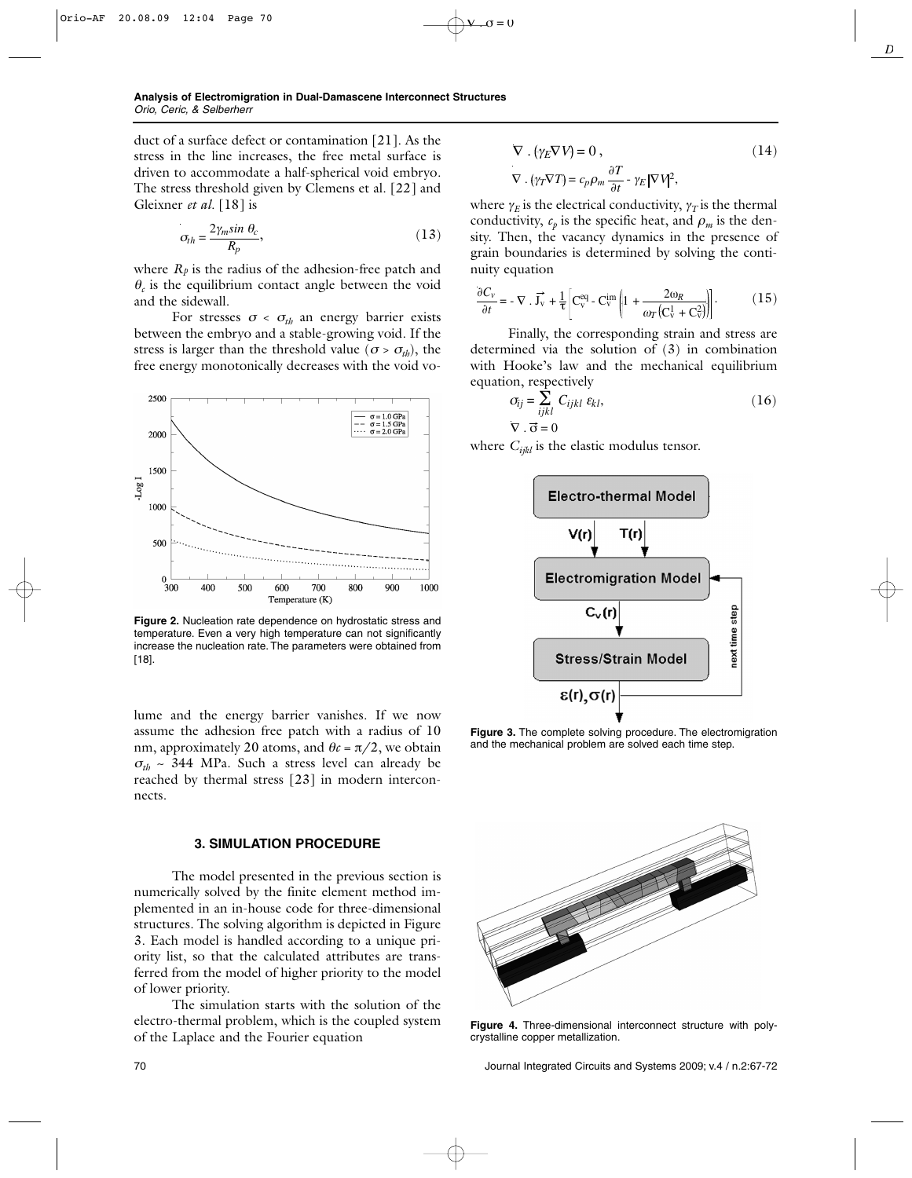duct of a surface defect or contamination [21]. As the stress in the line increases, the free metal surface is driven to accommodate a half-spherical void embryo. The stress threshold given by Clemens et al. [22] and Gleixner *et al.* [18] is

$$\sigma_{th} = \frac{2\gamma_m \sin\theta_c}{R_p}, \tag{13}$$

where $R_p$ is the radius of the adhesion-free patch and $\theta_c$ is the equilibrium contact angle between the void and the sidewall.

For stresses $\sigma < \sigma_{th}$ an energy barrier exists between the embryo and a stable-growing void. If the stress is larger than the threshold value ($\sigma > \sigma_{th}$), the free energy monotonically decreases with the void volume and the energy barrier vanishes. If we now assume the adhesion free patch with a radius of 10 nm, approximately 20 atoms, and $\theta c = \pi/2$, we obtain $\sigma_{th} \sim 344$ MPa. Such a stress level can already be reached by thermal stress [23] in modern interconnects.

**Figure 2.** Nucleation rate dependence on hydrostatic stress and temperature. Even a very high temperature can not significantly increase the nucleation rate. The parameters were obtained from [18].

## 3. SIMULATION PROCEDURE

The model presented in the previous section is numerically solved by the finite element method implemented in an in-house code for three-dimensional structures. The solving algorithm is depicted in Figure 3. Each model is handled according to a unique priority list, so that the calculated attributes are transferred from the model of higher priority to the model of lower priority.

The simulation starts with the solution of the electro-thermal problem, which is the coupled system of the Laplace and the Fourier equation

$$\nabla \cdot (\gamma_E \nabla V) = 0, \tag{14}$$

$$\nabla \cdot (\gamma_T \nabla T) = c_p \rho_m \frac{\partial T}{\partial t} - \gamma_E |\nabla V|^2,$$

where $\gamma_E$ is the electrical conductivity, $\gamma_T$ is the thermal conductivity, $c_p$ is the specific heat, and $\rho_m$ is the density. Then, the vacancy dynamics in the presence of grain boundaries is determined by solving the continuity equation

$$\frac{\partial C_v}{\partial t} = -\nabla \cdot \vec{J}_v + \frac{1}{\tau}\left[C_v^{eq} - C_v^{im}\left(1 + \frac{2\omega_R}{\omega_T\left(C_v^1 + C_v^2\right)}\right)\right]. \tag{15}$$

Finally, the corresponding strain and stress are determined via the solution of (3) in combination with Hooke's law and the mechanical equilibrium equation, respectively

$$\sigma_{ij} = \sum_{ijkl} C_{ijkl}\,\varepsilon_{kl}, \tag{16}$$

$$\nabla \cdot \vec{\sigma} = 0$$

where $C_{ijkl}$ is the elastic modulus tensor.

**Figure 3.** The complete solving procedure. The electromigration and the mechanical problem are solved each time step.

**Figure 4.** Three-dimensional interconnect structure with polycrystalline copper metallization.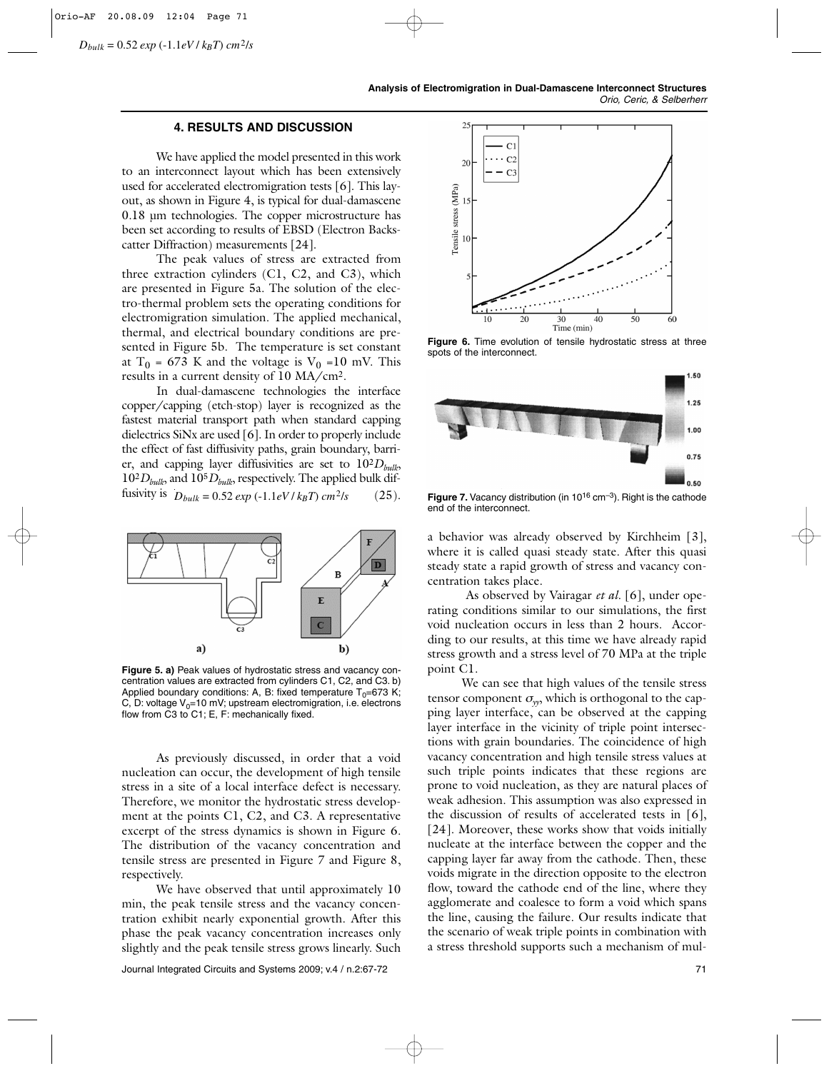## 4. RESULTS AND DISCUSSION

We have applied the model presented in this work to an interconnect layout which has been extensively used for accelerated electromigration tests [6]. This layout, as shown in Figure 4, is typical for dual-damascene 0.18 μm technologies. The copper microstructure has been set according to results of EBSD (Electron Backscatter Diffraction) measurements [24].

The peak values of stress are extracted from three extraction cylinders (C1, C2, and C3), which are presented in Figure 5a. The solution of the electro-thermal problem sets the operating conditions for electromigration simulation. The applied mechanical, thermal, and electrical boundary conditions are presented in Figure 5b. The temperature is set constant at $T_0$ = 673 K and the voltage is $V_0$ =10 mV. This results in a current density of 10 MA/cm².

In dual-damascene technologies the interface copper/capping (etch-stop) layer is recognized as the fastest material transport path when standard capping dielectrics SiNx are used [6]. In order to properly include the effect of fast diffusivity paths, grain boundary, barrier, and capping layer diffusivities are set to $10^2 D_{bulk}$, $10^2 D_{bulk}$, and $10^5 D_{bulk}$, respectively. The applied bulk diffusivity is

$$D_{bulk} = 0.52 \exp(-1.1eV / k_B T)\ cm^2/s \qquad (25).$$

**Figure 5. a)** Peak values of hydrostatic stress and vacancy concentration values are extracted from cylinders C1, C2, and C3. b) Applied boundary conditions: A, B: fixed temperature $T_0$=673 K; C, D: voltage $V_0$=10 mV; upstream electromigration, i.e. electrons flow from C3 to C1; E, F: mechanically fixed.

As previously discussed, in order that a void nucleation can occur, the development of high tensile stress in a site of a local interface defect is necessary. Therefore, we monitor the hydrostatic stress development at the points C1, C2, and C3. A representative excerpt of the stress dynamics is shown in Figure 6. The distribution of the vacancy concentration and tensile stress are presented in Figure 7 and Figure 8, respectively.

We have observed that until approximately 10 min, the peak tensile stress and the vacancy concentration exhibit nearly exponential growth. After this phase the peak vacancy concentration increases only slightly and the peak tensile stress grows linearly. Such a behavior was already observed by Kirchheim [3], where it is called quasi steady state. After this quasi steady state a rapid growth of stress and vacancy concentration takes place.

**Figure 6.** Time evolution of tensile hydrostatic stress at three spots of the interconnect.

**Figure 7.** Vacancy distribution (in $10^{16}$ cm$^{-3}$). Right is the cathode end of the interconnect.

As observed by Vairagar *et al.* [6], under operating conditions similar to our simulations, the first void nucleation occurs in less than 2 hours. According to our results, at this time we have already rapid stress growth and a stress level of 70 MPa at the triple point C1.

We can see that high values of the tensile stress tensor component $\sigma_{yy}$, which is orthogonal to the capping layer interface, can be observed at the capping layer interface in the vicinity of triple point intersections with grain boundaries. The coincidence of high vacancy concentration and high tensile stress values at such triple points indicates that these regions are prone to void nucleation, as they are natural places of weak adhesion. This assumption was also expressed in the discussion of results of accelerated tests in [6], [24]. Moreover, these works show that voids initially nucleate at the interface between the copper and the capping layer far away from the cathode. Then, these voids migrate in the direction opposite to the electron flow, toward the cathode end of the line, where they agglomerate and coalesce to form a void which spans the line, causing the failure. Our results indicate that the scenario of weak triple points in combination with a stress threshold supports such a mechanism of mul-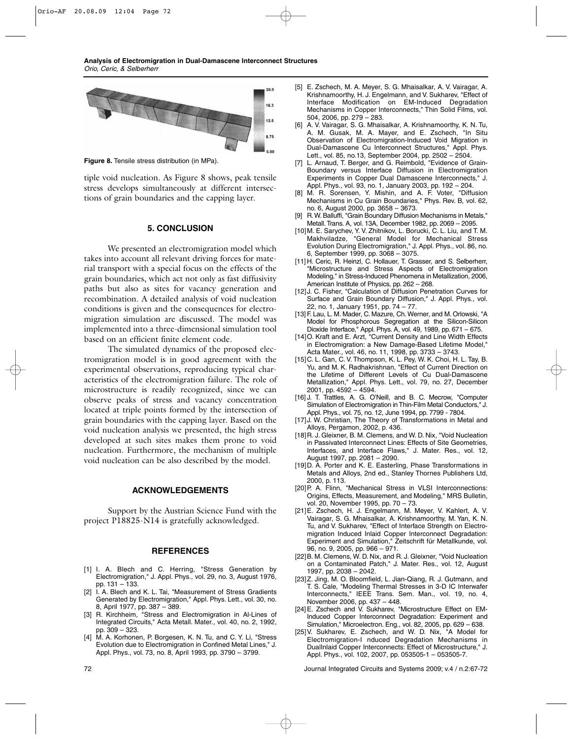20.0

16.3

12.5

8.75

5.00

**Figure 8.** Tensile stress distribution (in MPa).

tiple void nucleation. As Figure 8 shows, peak tensile stress develops simultaneously at different intersections of grain boundaries and the capping layer.

## 5. CONCLUSION

We presented an electromigration model which takes into account all relevant driving forces for material transport with a special focus on the effects of the grain boundaries, which act not only as fast diffusivity paths but also as sites for vacancy generation and recombination. A detailed analysis of void nucleation conditions is given and the consequences for electromigration simulation are discussed. The model was implemented into a three-dimensional simulation tool based on an efficient finite element code.

The simulated dynamics of the proposed electromigration model is in good agreement with the experimental observations, reproducing typical characteristics of the electromigration failure. The role of microstructure is readily recognized, since we can observe peaks of stress and vacancy concentration located at triple points formed by the intersection of grain boundaries with the capping layer. Based on the void nucleation analysis we presented, the high stress developed at such sites makes them prone to void nucleation. Furthermore, the mechanism of multiple void nucleation can be also described by the model.

## ACKNOWLEDGEMENTS

Support by the Austrian Science Fund with the project P18825-N14 is gratefully acknowledged.

## REFERENCES

[1] I. A. Blech and C. Herring, "Stress Generation by Electromigration," J. Appl. Phys., vol. 29, no. 3, August 1976, pp. 131 – 133.

[2] I. A. Blech and K. L. Tai, "Measurement of Stress Gradients Generated by Electromigration," Appl. Phys. Lett., vol. 30, no. 8, April 1977, pp. 387 – 389.

[3] R. Kirchheim, "Stress and Electromigration in Al-Lines of Integrated Circuits," Acta Metall. Mater., vol. 40, no. 2, 1992, pp. 309 – 323.

[4] M. A. Korhonen, P. Borgesen, K. N. Tu, and C. Y. Li, "Stress Evolution due to Electromigration in Confined Metal Lines," J. Appl. Phys., vol. 73, no. 8, April 1993, pp. 3790 – 3799.

[5] E. Zschech, M. A. Meyer, S. G. Mhaisalkar, A. V. Vairagar, A. Krishnamoorthy, H. J. Engelmann, and V. Sukharev, "Effect of Interface Modification on EM-Induced Degradation Mechanisms in Copper Interconnects," Thin Solid Films, vol. 504, 2006, pp. 279 – 283.

[6] A. V. Vairagar, S. G. Mhaisalkar, A. Krishnamoorthy, K. N. Tu, A. M. Gusak, M. A. Mayer, and E. Zschech, "In Situ Observation of Electromigration-Induced Void Migration in Dual-Damascene Cu Interconnect Structures," Appl. Phys. Lett., vol. 85, no.13, September 2004, pp. 2502 – 2504.

[7] L. Arnaud, T. Berger, and G. Reimbold, "Evidence of Grain-Boundary versus Interface Diffusion in Electromigration Experiments in Copper Dual Damascene Interconnects," J. Appl. Phys., vol. 93, no. 1, January 2003, pp. 192 – 204.

[8] M. R. Sorensen, Y. Mishin, and A. F. Voter, "Diffusion Mechanisms in Cu Grain Boundaries," Phys. Rev. B, vol. 62, no. 6, August 2000, pp. 3658 – 3673.

[9] R. W. Balluffi, "Grain Boundary Diffusion Mechanisms in Metals," Metall. Trans. A, vol. 13A, December 1982, pp. 2069 – 2095.

[10] M. E. Sarychev, Y. V. Zhitnikov, L. Borucki, C. L. Liu, and T. M. Makhviladze, "General Model for Mechanical Stress Evolution During Electromigration," J. Appl. Phys., vol. 86, no. 6, September 1999, pp. 3068 – 3075.

[11] H. Ceric, R. Heinzl, C. Hollauer, T. Grasser, and S. Selberherr, "Microstructure and Stress Aspects of Electromigration Modeling," in Stress-Induced Phenomena in Metallization, 2006, American Institute of Physics, pp. 262 – 268.

[12] J. C. Fisher, "Calculation of Diffusion Penetration Curves for Surface and Grain Boundary Diffusion," J. Appl. Phys., vol. 22, no. 1, January 1951, pp. 74 – 77.

[13] F. Lau, L. M. Mader, C. Mazure, Ch. Werner, and M. Orlowski, "A Model for Phosphorous Segregation at the Silicon-Silicon Dioxide Interface," Appl. Phys. A, vol. 49, 1989, pp. 671 – 675.

[14] O. Kraft and E. Arzt, "Current Density and Line Width Effects in Electromigration: a New Damage-Based Lifetime Model," Acta Mater., vol. 46, no. 11, 1998, pp. 3733 – 3743.

[15] C. L. Gan, C. V. Thompson, K. L. Pey, W. K. Choi, H. L. Tay, B. Yu, and M. K. Radhakrishnan, "Effect of Current Direction on the Lifetime of Different Levels of Cu Dual-Damascene Metallization," Appl. Phys. Lett., vol. 79, no. 27, December 2001, pp. 4592 – 4594.

[16] J. T. Trattles, A. G. O'Neill, and B. C. Mecrow, "Computer Simulation of Electromigration in Thin-Film Metal Conductors," J. Appl. Phys., vol. 75, no. 12, June 1994, pp. 7799 - 7804.

[17] J. W. Christian, The Theory of Transformations in Metal and Alloys, Pergamon, 2002, p. 436.

[18] R. J. Gleixner, B. M. Clemens, and W. D. Nix, "Void Nucleation in Passivated Interconnect Lines: Effects of Site Geometries, Interfaces, and Interface Flaws," J. Mater. Res., vol. 12, August 1997, pp. 2081 – 2090.

[19] D. A. Porter and K. E. Easterling, Phase Transformations in Metals and Alloys, 2nd ed., Stanley Thornes Publishers Ltd, 2000, p. 113.

[20] P. A. Flinn, "Mechanical Stress in VLSI Interconnections: Origins, Effects, Measurement, and Modeling," MRS Bulletin, vol. 20, November 1995, pp. 70 – 73.

[21] E. Zschech, H. J. Engelmann, M. Meyer, V. Kahlert, A. V. Vairagar, S. G. Mhaisalkar, A. Krishnamoorthy, M. Yan, K. N. Tu, and V. Sukharev, "Effect of Interface Strength on Electromigration Induced Inlaid Copper Interconnect Degradation: Experiment and Simulation," Zeitschrift für Metallkunde, vol. 96, no. 9, 2005, pp. 966 – 971.

[22] B. M. Clemens, W. D. Nix, and R. J. Gleixner, "Void Nucleation on a Contaminated Patch," J. Mater. Res., vol. 12, August 1997, pp. 2038 – 2042.

[23] Z. Jing, M. O. Bloomfield, L. Jian-Qiang, R. J. Gutmann, and T. S. Cale, "Modeling Thermal Stresses in 3-D IC Interwafer Interconnects," IEEE Trans. Sem. Man., vol. 19, no. 4, November 2006, pp. 437 – 448.

[24] E. Zschech and V. Sukharev, "Microstructure Effect on EM-Induced Copper Interconnect Degradation: Experiment and Simulation," Microelectron. Eng., vol. 82, 2005, pp. 629 – 638.

[25] V. Sukharev, E. Zschech, and W. D. Nix, "A Model for Electromigration-I nduced Degradation Mechanisms in DualInlaid Copper Interconnects: Effect of Microstructure," J. Appl. Phys., vol. 102, 2007, pp. 053505-1 – 053505-7.